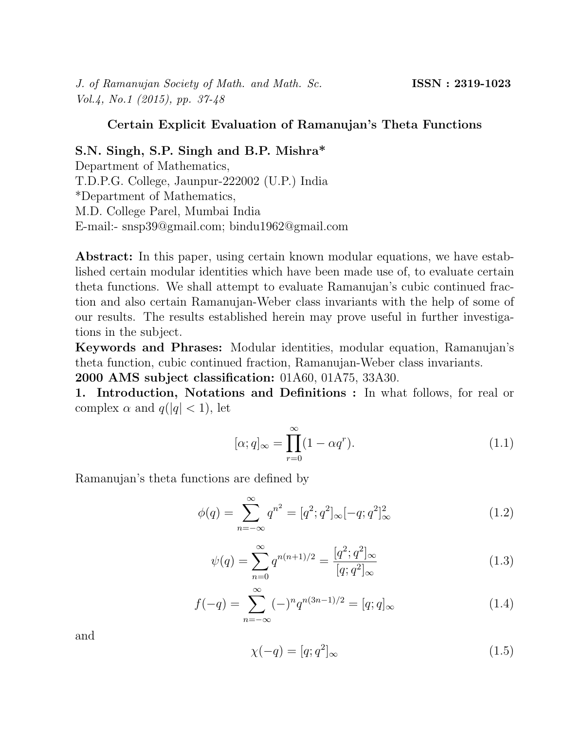# Certain Explicit Evaluation of Ramanujan's Theta Functions

**S.N. Singh, S.P. Singh and B.P. Mishra***

Department of Mathematics,
T.D.P.G. College, Jaunpur-222002 (U.P.) India
*Department of Mathematics,
M.D. College Parel, Mumbai India
E-mail:- snsp39@gmail.com; bindu1962@gmail.com

**Abstract:** In this paper, using certain known modular equations, we have established certain modular identities which have been made use of, to evaluate certain theta functions. We shall attempt to evaluate Ramanujan's cubic continued fraction and also certain Ramanujan-Weber class invariants with the help of some of our results. The results established herein may prove useful in further investigations in the subject.

**Keywords and Phrases:** Modular identities, modular equation, Ramanujan's theta function, cubic continued fraction, Ramanujan-Weber class invariants.

**2000 AMS subject classification:** 01A60, 01A75, 33A30.

## 1. Introduction, Notations and Definitions :

In what follows, for real or complex $\alpha$ and $q(|q| < 1)$, let

$$[\alpha; q]_\infty = \prod_{r=0}^{\infty}(1 - \alpha q^r). \tag{1.1}$$

Ramanujan's theta functions are defined by

$$\phi(q) = \sum_{n=-\infty}^{\infty} q^{n^2} = [q^2; q^2]_\infty [-q; q^2]_\infty^2 \tag{1.2}$$

$$\psi(q) = \sum_{n=0}^{\infty} q^{n(n+1)/2} = \frac{[q^2; q^2]_\infty}{[q; q^2]_\infty} \tag{1.3}$$

$$f(-q) = \sum_{n=-\infty}^{\infty} (-)^n q^{n(3n-1)/2} = [q; q]_\infty \tag{1.4}$$

and

$$\chi(-q) = [q; q^2]_\infty \tag{1.5}$$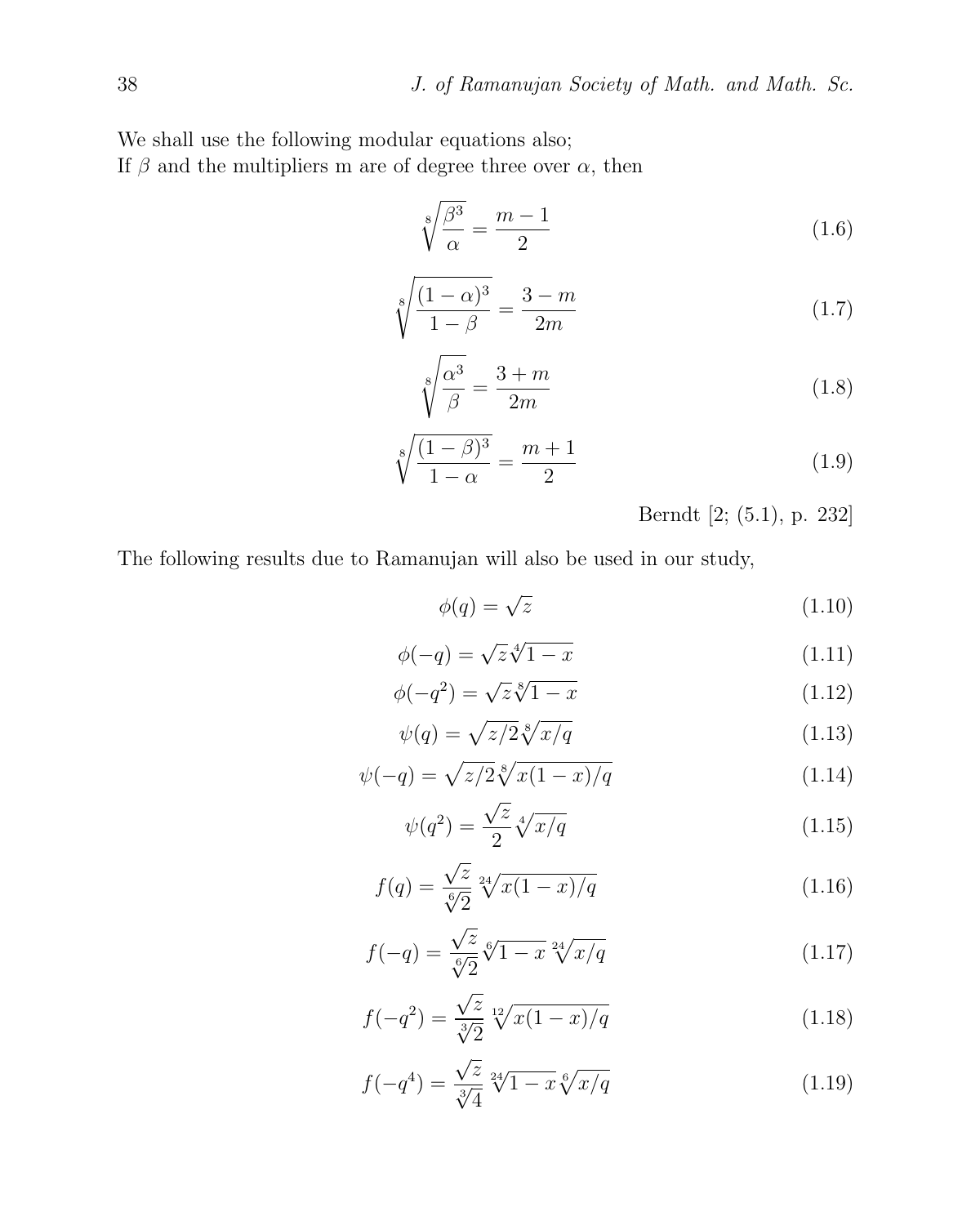We shall use the following modular equations also;
If $\beta$ and the multipliers m are of degree three over $\alpha$, then

$$\sqrt[8]{\frac{\beta^3}{\alpha}} = \frac{m-1}{2} \tag{1.6}$$

$$\sqrt[8]{\frac{(1-\alpha)^3}{1-\beta}} = \frac{3-m}{2m} \tag{1.7}$$

$$\sqrt[8]{\frac{\alpha^3}{\beta}} = \frac{3+m}{2m} \tag{1.8}$$

$$\sqrt[8]{\frac{(1-\beta)^3}{1-\alpha}} = \frac{m+1}{2} \tag{1.9}$$

Berndt [2; (5.1), p. 232]

The following results due to Ramanujan will also be used in our study,

$$\phi(q) = \sqrt{z} \tag{1.10}$$

$$\phi(-q) = \sqrt{z}\sqrt[4]{1-x} \tag{1.11}$$

$$\phi(-q^2) = \sqrt{z}\sqrt[8]{1-x} \tag{1.12}$$

$$\psi(q) = \sqrt{z/2}\sqrt[8]{x/q} \tag{1.13}$$

$$\psi(-q) = \sqrt{z/2}\sqrt[8]{x(1-x)/q} \tag{1.14}$$

$$\psi(q^2) = \frac{\sqrt{z}}{2}\sqrt[4]{x/q} \tag{1.15}$$

$$f(q) = \frac{\sqrt{z}}{\sqrt[6]{2}}\sqrt[24]{x(1-x)/q} \tag{1.16}$$

$$f(-q) = \frac{\sqrt{z}}{\sqrt[6]{2}}\sqrt[6]{1-x}\sqrt[24]{x/q} \tag{1.17}$$

$$f(-q^2) = \frac{\sqrt{z}}{\sqrt[3]{2}}\sqrt[12]{x(1-x)/q} \tag{1.18}$$

$$f(-q^4) = \frac{\sqrt{z}}{\sqrt[3]{4}}\sqrt[24]{1-x}\sqrt[6]{x/q} \tag{1.19}$$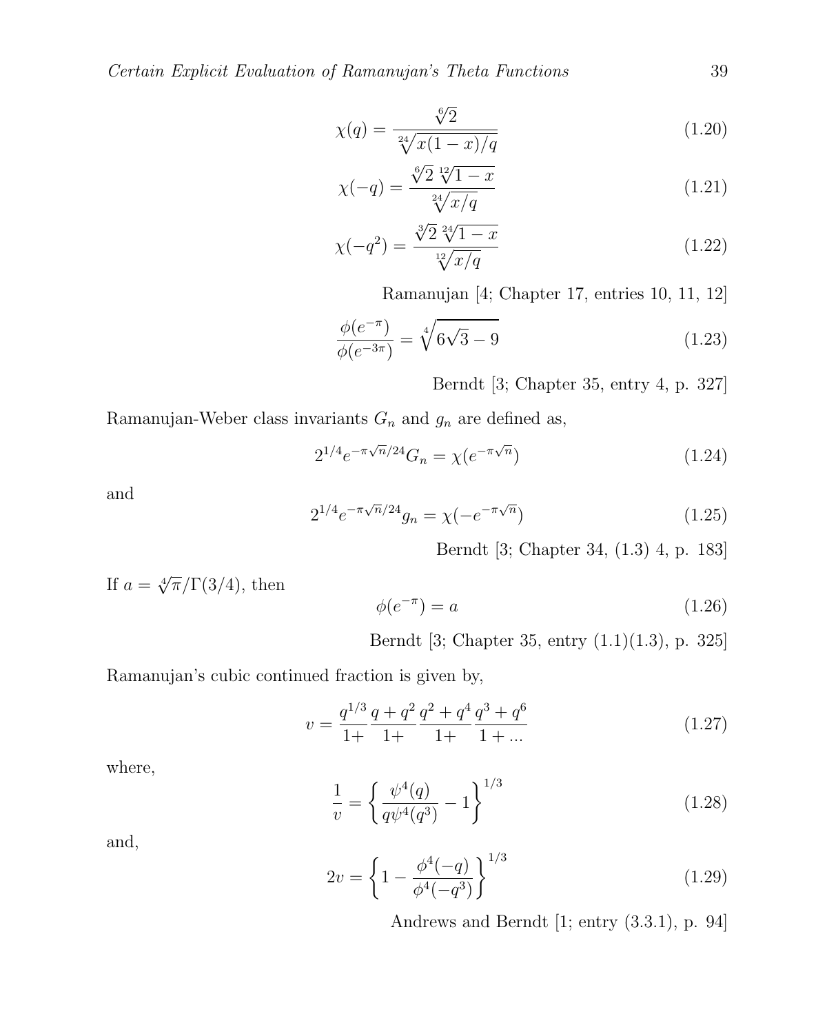$$\chi(q) = \frac{\sqrt[6]{2}}{\sqrt[24]{x(1-x)/q}} \tag{1.20}$$

$$\chi(-q) = \frac{\sqrt[6]{2}\ \sqrt[12]{1-x}}{\sqrt[24]{x/q}} \tag{1.21}$$

$$\chi(-q^2) = \frac{\sqrt[3]{2}\ \sqrt[24]{1-x}}{\sqrt[12]{x/q}} \tag{1.22}$$

Ramanujan [4; Chapter 17, entries 10, 11, 12]

$$\frac{\phi(e^{-\pi})}{\phi(e^{-3\pi})} = \sqrt[4]{6\sqrt{3}-9} \tag{1.23}$$

Berndt [3; Chapter 35, entry 4, p. 327]

Ramanujan-Weber class invariants $G_n$ and $g_n$ are defined as,

$$2^{1/4} e^{-\pi\sqrt{n}/24} G_n = \chi(e^{-\pi\sqrt{n}}) \tag{1.24}$$

and

$$2^{1/4} e^{-\pi\sqrt{n}/24} g_n = \chi(-e^{-\pi\sqrt{n}}) \tag{1.25}$$

Berndt [3; Chapter 34, (1.3) 4, p. 183]

If $a = \sqrt[4]{\pi}/\Gamma(3/4)$, then

$$\phi(e^{-\pi}) = a \tag{1.26}$$

Berndt [3; Chapter 35, entry (1.1)(1.3), p. 325]

Ramanujan's cubic continued fraction is given by,

$$v = \frac{q^{1/3}}{1+}\frac{q+q^2}{1+}\frac{q^2+q^4}{1+}\frac{q^3+q^6}{1+\ldots} \tag{1.27}$$

where,

$$\frac{1}{v} = \left\{ \frac{\psi^4(q)}{q\psi^4(q^3)} - 1 \right\}^{1/3} \tag{1.28}$$

and,

$$2v = \left\{ 1 - \frac{\phi^4(-q)}{\phi^4(-q^3)} \right\}^{1/3} \tag{1.29}$$

Andrews and Berndt [1; entry (3.3.1), p. 94]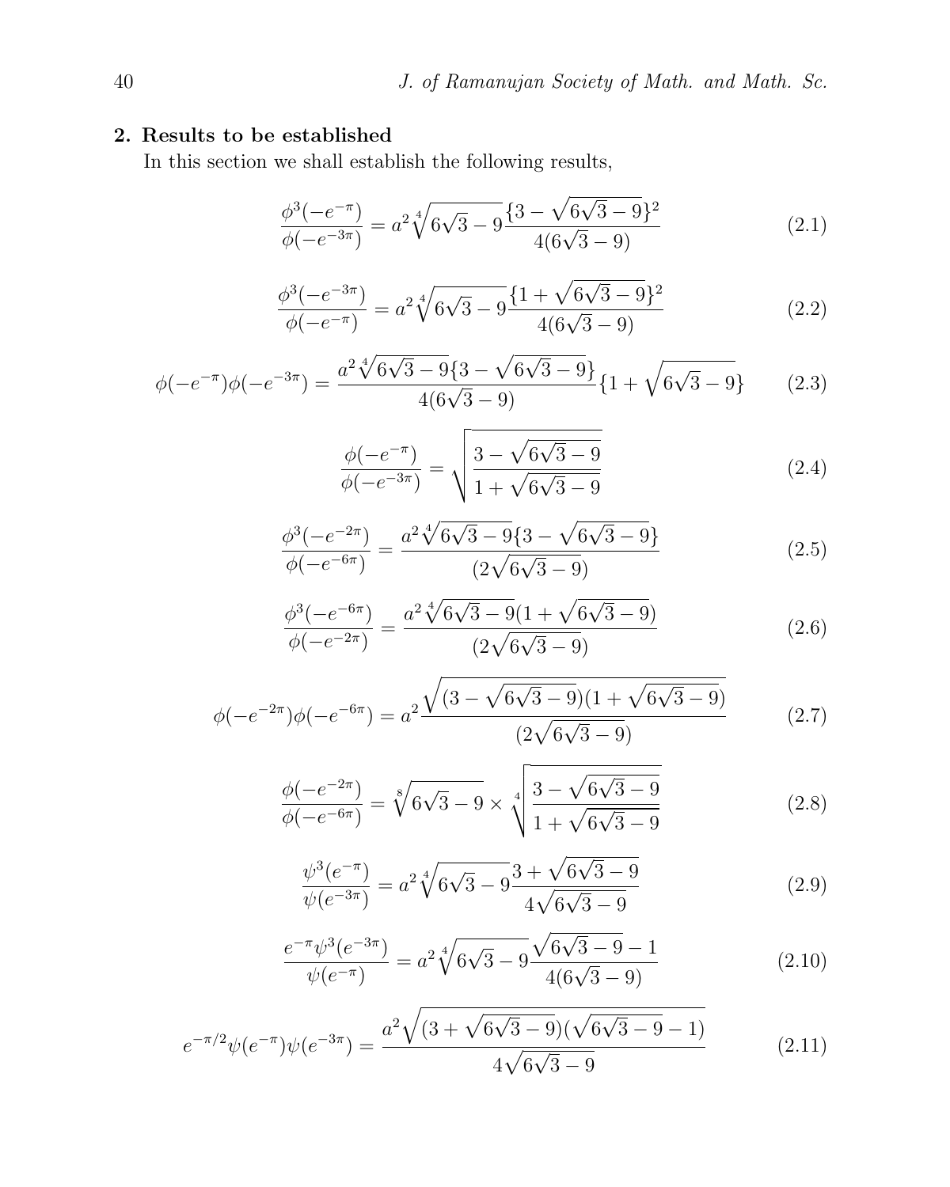## 2. Results to be established

In this section we shall establish the following results,

$$\frac{\phi^3(-e^{-\pi})}{\phi(-e^{-3\pi})} = a^2\sqrt[4]{6\sqrt{3}-9}\frac{\{3-\sqrt{6\sqrt{3}-9}\}^2}{4(6\sqrt{3}-9)} \tag{2.1}$$

$$\frac{\phi^3(-e^{-3\pi})}{\phi(-e^{-\pi})} = a^2\sqrt[4]{6\sqrt{3}-9}\frac{\{1+\sqrt{6\sqrt{3}-9}\}^2}{4(6\sqrt{3}-9)} \tag{2.2}$$

$$\phi(-e^{-\pi})\phi(-e^{-3\pi}) = \frac{a^2\sqrt[4]{6\sqrt{3}-9}\{3-\sqrt{6\sqrt{3}-9}\}}{4(6\sqrt{3}-9)}\{1+\sqrt{6\sqrt{3}-9}\} \tag{2.3}$$

$$\frac{\phi(-e^{-\pi})}{\phi(-e^{-3\pi})} = \sqrt{\frac{3-\sqrt{6\sqrt{3}-9}}{1+\sqrt{6\sqrt{3}-9}}} \tag{2.4}$$

$$\frac{\phi^3(-e^{-2\pi})}{\phi(-e^{-6\pi})} = \frac{a^2\sqrt[4]{6\sqrt{3}-9}\{3-\sqrt{6\sqrt{3}-9}\}}{(2\sqrt{6\sqrt{3}-9})} \tag{2.5}$$

$$\frac{\phi^3(-e^{-6\pi})}{\phi(-e^{-2\pi})} = \frac{a^2\sqrt[4]{6\sqrt{3}-9}(1+\sqrt{6\sqrt{3}-9})}{(2\sqrt{6\sqrt{3}-9})} \tag{2.6}$$

$$\phi(-e^{-2\pi})\phi(-e^{-6\pi}) = a^2\frac{\sqrt{(3-\sqrt{6\sqrt{3}-9})(1+\sqrt{6\sqrt{3}-9})}}{(2\sqrt{6\sqrt{3}-9})} \tag{2.7}$$

$$\frac{\phi(-e^{-2\pi})}{\phi(-e^{-6\pi})} = \sqrt[8]{6\sqrt{3}-9}\times\sqrt[4]{\frac{3-\sqrt{6\sqrt{3}-9}}{1+\sqrt{6\sqrt{3}-9}}} \tag{2.8}$$

$$\frac{\psi^3(e^{-\pi})}{\psi(e^{-3\pi})} = a^2\sqrt[4]{6\sqrt{3}-9}\frac{3+\sqrt{6\sqrt{3}-9}}{4\sqrt{6\sqrt{3}-9}} \tag{2.9}$$

$$\frac{e^{-\pi}\psi^3(e^{-3\pi})}{\psi(e^{-\pi})} = a^2\sqrt[4]{6\sqrt{3}-9}\frac{\sqrt{6\sqrt{3}-9}-1}{4(6\sqrt{3}-9)} \tag{2.10}$$

$$e^{-\pi/2}\psi(e^{-\pi})\psi(e^{-3\pi}) = \frac{a^2\sqrt{(3+\sqrt{6\sqrt{3}-9})(\sqrt{6\sqrt{3}-9}-1)}}{4\sqrt{6\sqrt{3}-9}} \tag{2.11}$$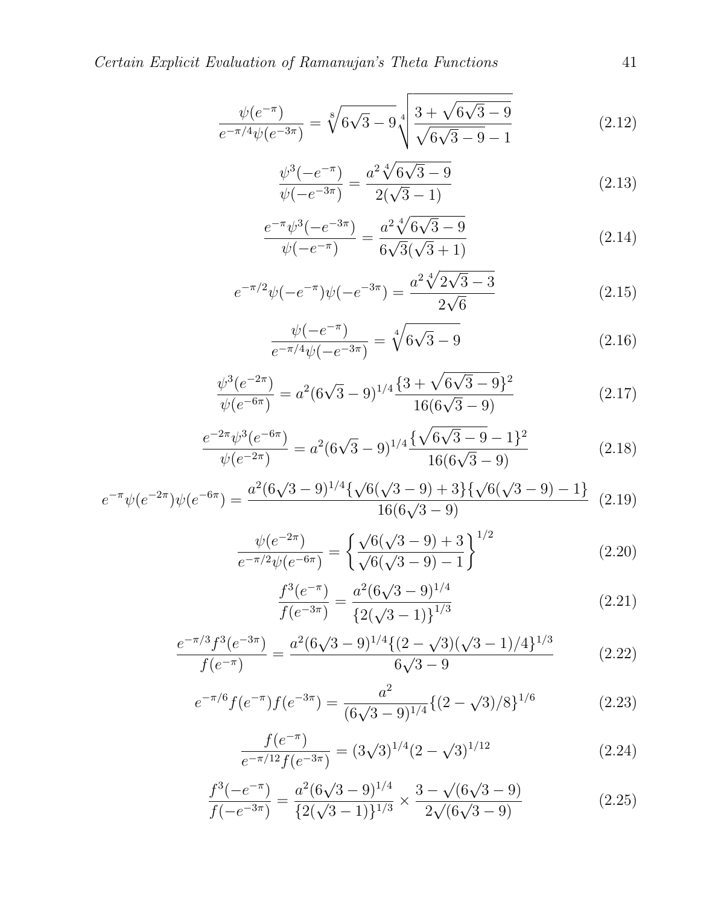$$\frac{\psi(e^{-\pi})}{e^{-\pi/4}\psi(e^{-3\pi})} = \sqrt[8]{6\sqrt{3}-9}\sqrt[4]{\frac{3+\sqrt{6\sqrt{3}-9}}{\sqrt{6\sqrt{3}-9}-1}} \tag{2.12}$$

$$\frac{\psi^3(-e^{-\pi})}{\psi(-e^{-3\pi})} = \frac{a^2\sqrt[4]{6\sqrt{3}-9}}{2(\sqrt{3}-1)} \tag{2.13}$$

$$\frac{e^{-\pi}\psi^3(-e^{-3\pi})}{\psi(-e^{-\pi})} = \frac{a^2\sqrt[4]{6\sqrt{3}-9}}{6\sqrt{3}(\sqrt{3}+1)} \tag{2.14}$$

$$e^{-\pi/2}\psi(-e^{-\pi})\psi(-e^{-3\pi}) = \frac{a^2\sqrt[4]{2\sqrt{3}-3}}{2\sqrt{6}} \tag{2.15}$$

$$\frac{\psi(-e^{-\pi})}{e^{-\pi/4}\psi(-e^{-3\pi})} = \sqrt[4]{6\sqrt{3}-9} \tag{2.16}$$

$$\frac{\psi^3(e^{-2\pi})}{\psi(e^{-6\pi})} = a^2(6\sqrt{3}-9)^{1/4}\frac{\{3+\sqrt{6\sqrt{3}-9}\}^2}{16(6\sqrt{3}-9)} \tag{2.17}$$

$$\frac{e^{-2\pi}\psi^3(e^{-6\pi})}{\psi(e^{-2\pi})} = a^2(6\sqrt{3}-9)^{1/4}\frac{\{\sqrt{6\sqrt{3}-9}-1\}^2}{16(6\sqrt{3}-9)} \tag{2.18}$$

$$e^{-\pi}\psi(e^{-2\pi})\psi(e^{-6\pi}) = \frac{a^2(6\sqrt{3}-9)^{1/4}\{\sqrt{6}(\sqrt{3}-9)+3\}\{\sqrt{6}(\sqrt{3}-9)-1\}}{16(6\sqrt{3}-9)} \tag{2.19}$$

$$\frac{\psi(e^{-2\pi})}{e^{-\pi/2}\psi(e^{-6\pi})} = \left\{\frac{\sqrt{6}(\sqrt{3}-9)+3}{\sqrt{6}(\sqrt{3}-9)-1}\right\}^{1/2} \tag{2.20}$$

$$\frac{f^3(e^{-\pi})}{f(e^{-3\pi})} = \frac{a^2(6\sqrt{3}-9)^{1/4}}{\{2(\sqrt{3}-1)\}^{1/3}} \tag{2.21}$$

$$\frac{e^{-\pi/3}f^3(e^{-3\pi})}{f(e^{-\pi})} = \frac{a^2(6\sqrt{3}-9)^{1/4}\{(2-\sqrt{3})(\sqrt{3}-1)/4\}^{1/3}}{6\sqrt{3}-9} \tag{2.22}$$

$$e^{-\pi/6}f(e^{-\pi})f(e^{-3\pi}) = \frac{a^2}{(6\sqrt{3}-9)^{1/4}}\{(2-\sqrt{3})/8\}^{1/6} \tag{2.23}$$

$$\frac{f(e^{-\pi})}{e^{-\pi/12}f(e^{-3\pi})} = (3\sqrt{3})^{1/4}(2-\sqrt{3})^{1/12} \tag{2.24}$$

$$\frac{f^3(-e^{-\pi})}{f(-e^{-3\pi})} = \frac{a^2(6\sqrt{3}-9)^{1/4}}{\{2(\sqrt{3}-1)\}^{1/3}} \times \frac{3-\sqrt{(6\sqrt{3}-9)}}{2\sqrt{(6\sqrt{3}-9)}} \tag{2.25}$$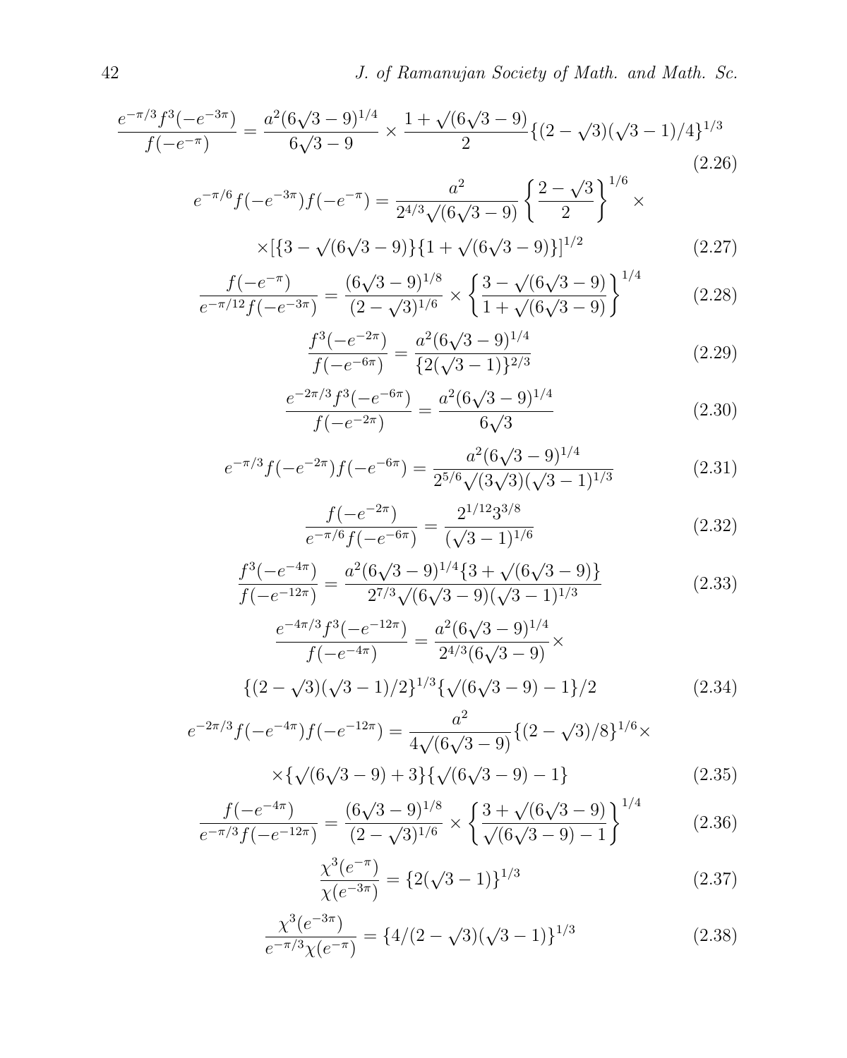$$\frac{e^{-\pi/3}f^3(-e^{-3\pi})}{f(-e^{-\pi})} = \frac{a^2(6\sqrt{3}-9)^{1/4}}{6\sqrt{3}-9} \times \frac{1+\sqrt{(6\sqrt{3}-9)}}{2}\{(2-\sqrt{3})(\sqrt{3}-1)/4\}^{1/3} \tag{2.26}$$

$$e^{-\pi/6}f(-e^{-3\pi})f(-e^{-\pi}) = \frac{a^2}{2^{4/3}\sqrt{(6\sqrt{3}-9)}}\left\{\frac{2-\sqrt{3}}{2}\right\}^{1/6} \times$$

$$\times[\{3-\sqrt{(6\sqrt{3}-9)}\}\{1+\sqrt{(6\sqrt{3}-9)}\}]^{1/2} \tag{2.27}$$

$$\frac{f(-e^{-\pi})}{e^{-\pi/12}f(-e^{-3\pi})} = \frac{(6\sqrt{3}-9)^{1/8}}{(2-\sqrt{3})^{1/6}} \times \left\{\frac{3-\sqrt{(6\sqrt{3}-9)}}{1+\sqrt{(6\sqrt{3}-9)}}\right\}^{1/4} \tag{2.28}$$

$$\frac{f^3(-e^{-2\pi})}{f(-e^{-6\pi})} = \frac{a^2(6\sqrt{3}-9)^{1/4}}{\{2(\sqrt{3}-1)\}^{2/3}} \tag{2.29}$$

$$\frac{e^{-2\pi/3}f^3(-e^{-6\pi})}{f(-e^{-2\pi})} = \frac{a^2(6\sqrt{3}-9)^{1/4}}{6\sqrt{3}} \tag{2.30}$$

$$e^{-\pi/3}f(-e^{-2\pi})f(-e^{-6\pi}) = \frac{a^2(6\sqrt{3}-9)^{1/4}}{2^{5/6}\sqrt{(3\sqrt{3})}(\sqrt{3}-1)^{1/3}} \tag{2.31}$$

$$\frac{f(-e^{-2\pi})}{e^{-\pi/6}f(-e^{-6\pi})} = \frac{2^{1/12}3^{3/8}}{(\sqrt{3}-1)^{1/6}} \tag{2.32}$$

$$\frac{f^3(-e^{-4\pi})}{f(-e^{-12\pi})} = \frac{a^2(6\sqrt{3}-9)^{1/4}\{3+\sqrt{(6\sqrt{3}-9)}\}}{2^{7/3}\sqrt{(6\sqrt{3}-9)}(\sqrt{3}-1)^{1/3}} \tag{2.33}$$

$$\frac{e^{-4\pi/3}f^3(-e^{-12\pi})}{f(-e^{-4\pi})} = \frac{a^2(6\sqrt{3}-9)^{1/4}}{2^{4/3}(6\sqrt{3}-9)} \times$$

$$\{(2-\sqrt{3})(\sqrt{3}-1)/2\}^{1/3}\{\sqrt{(6\sqrt{3}-9)}-1\}/2 \tag{2.34}$$

$$e^{-2\pi/3}f(-e^{-4\pi})f(-e^{-12\pi}) = \frac{a^2}{4\sqrt{(6\sqrt{3}-9)}}\{(2-\sqrt{3})/8\}^{1/6} \times$$

$$\times\{\sqrt{(6\sqrt{3}-9)}+3\}\{\sqrt{(6\sqrt{3}-9)}-1\} \tag{2.35}$$

$$\frac{f(-e^{-4\pi})}{e^{-\pi/3}f(-e^{-12\pi})} = \frac{(6\sqrt{3}-9)^{1/8}}{(2-\sqrt{3})^{1/6}} \times \left\{\frac{3+\sqrt{(6\sqrt{3}-9)}}{\sqrt{(6\sqrt{3}-9)}-1}\right\}^{1/4} \tag{2.36}$$

$$\frac{\chi^3(e^{-\pi})}{\chi(e^{-3\pi})} = \{2(\sqrt{3}-1)\}^{1/3} \tag{2.37}$$

$$\frac{\chi^3(e^{-3\pi})}{e^{-\pi/3}\chi(e^{-\pi})} = \{4/(2-\sqrt{3})(\sqrt{3}-1)\}^{1/3} \tag{2.38}$$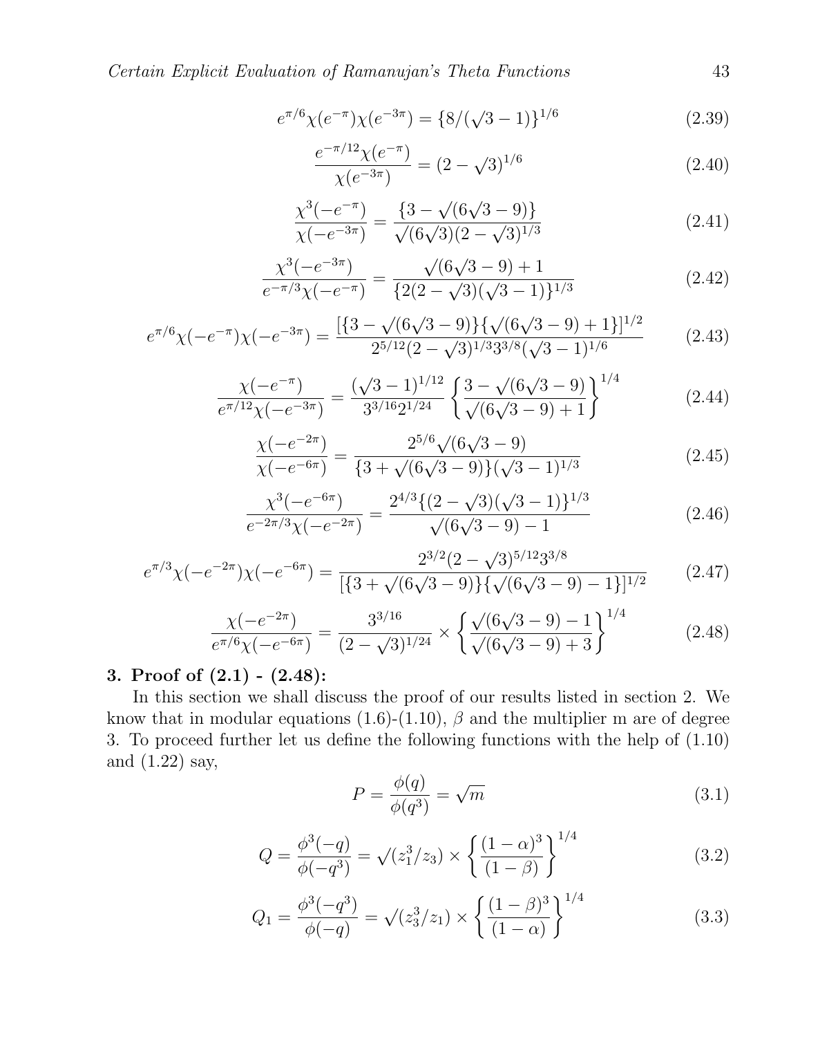$$e^{\pi/6}\chi(e^{-\pi})\chi(e^{-3\pi}) = \{8/(\sqrt{3}-1)\}^{1/6} \tag{2.39}$$

$$\frac{e^{-\pi/12}\chi(e^{-\pi})}{\chi(e^{-3\pi})} = (2-\sqrt{3})^{1/6} \tag{2.40}$$

$$\frac{\chi^3(-e^{-\pi})}{\chi(-e^{-3\pi})} = \frac{\{3-\sqrt{(6\sqrt{3}-9)}\}}{\sqrt{(6\sqrt{3})}(2-\sqrt{3})^{1/3}} \tag{2.41}$$

$$\frac{\chi^3(-e^{-3\pi})}{e^{-\pi/3}\chi(-e^{-\pi})} = \frac{\sqrt{(6\sqrt{3}-9)}+1}{\{2(2-\sqrt{3})(\sqrt{3}-1)\}^{1/3}} \tag{2.42}$$

$$e^{\pi/6}\chi(-e^{-\pi})\chi(-e^{-3\pi}) = \frac{[\{3-\sqrt{(6\sqrt{3}-9)}\}\{\sqrt{(6\sqrt{3}-9)}+1\}]^{1/2}}{2^{5/12}(2-\sqrt{3})^{1/3}3^{3/8}(\sqrt{3}-1)^{1/6}} \tag{2.43}$$

$$\frac{\chi(-e^{-\pi})}{e^{\pi/12}\chi(-e^{-3\pi})} = \frac{(\sqrt{3}-1)^{1/12}}{3^{3/16}2^{1/24}}\left\{\frac{3-\sqrt{(6\sqrt{3}-9)}}{\sqrt{(6\sqrt{3}-9)}+1}\right\}^{1/4} \tag{2.44}$$

$$\frac{\chi(-e^{-2\pi})}{\chi(-e^{-6\pi})} = \frac{2^{5/6}\sqrt{(6\sqrt{3}-9)}}{\{3+\sqrt{(6\sqrt{3}-9)}\}(\sqrt{3}-1)^{1/3}} \tag{2.45}$$

$$\frac{\chi^3(-e^{-6\pi})}{e^{-2\pi/3}\chi(-e^{-2\pi})} = \frac{2^{4/3}\{(2-\sqrt{3})(\sqrt{3}-1)\}^{1/3}}{\sqrt{(6\sqrt{3}-9)}-1} \tag{2.46}$$

$$e^{\pi/3}\chi(-e^{-2\pi})\chi(-e^{-6\pi}) = \frac{2^{3/2}(2-\sqrt{3})^{5/12}3^{3/8}}{[\{3+\sqrt{(6\sqrt{3}-9)}\}\{\sqrt{(6\sqrt{3}-9)}-1\}]^{1/2}} \tag{2.47}$$

$$\frac{\chi(-e^{-2\pi})}{e^{\pi/6}\chi(-e^{-6\pi})} = \frac{3^{3/16}}{(2-\sqrt{3})^{1/24}}\times\left\{\frac{\sqrt{(6\sqrt{3}-9)}-1}{\sqrt{(6\sqrt{3}-9)}+3}\right\}^{1/4} \tag{2.48}$$

## 3. Proof of (2.1) - (2.48):

In this section we shall discuss the proof of our results listed in section 2. We know that in modular equations (1.6)-(1.10), $\beta$ and the multiplier m are of degree 3. To proceed further let us define the following functions with the help of (1.10) and (1.22) say,

$$P = \frac{\phi(q)}{\phi(q^3)} = \sqrt{m} \tag{3.1}$$

$$Q = \frac{\phi^3(-q)}{\phi(-q^3)} = \sqrt{(z_1^3/z_3)}\times\left\{\frac{(1-\alpha)^3}{(1-\beta)}\right\}^{1/4} \tag{3.2}$$

$$Q_1 = \frac{\phi^3(-q^3)}{\phi(-q)} = \sqrt{(z_3^3/z_1)}\times\left\{\frac{(1-\beta)^3}{(1-\alpha)}\right\}^{1/4} \tag{3.3}$$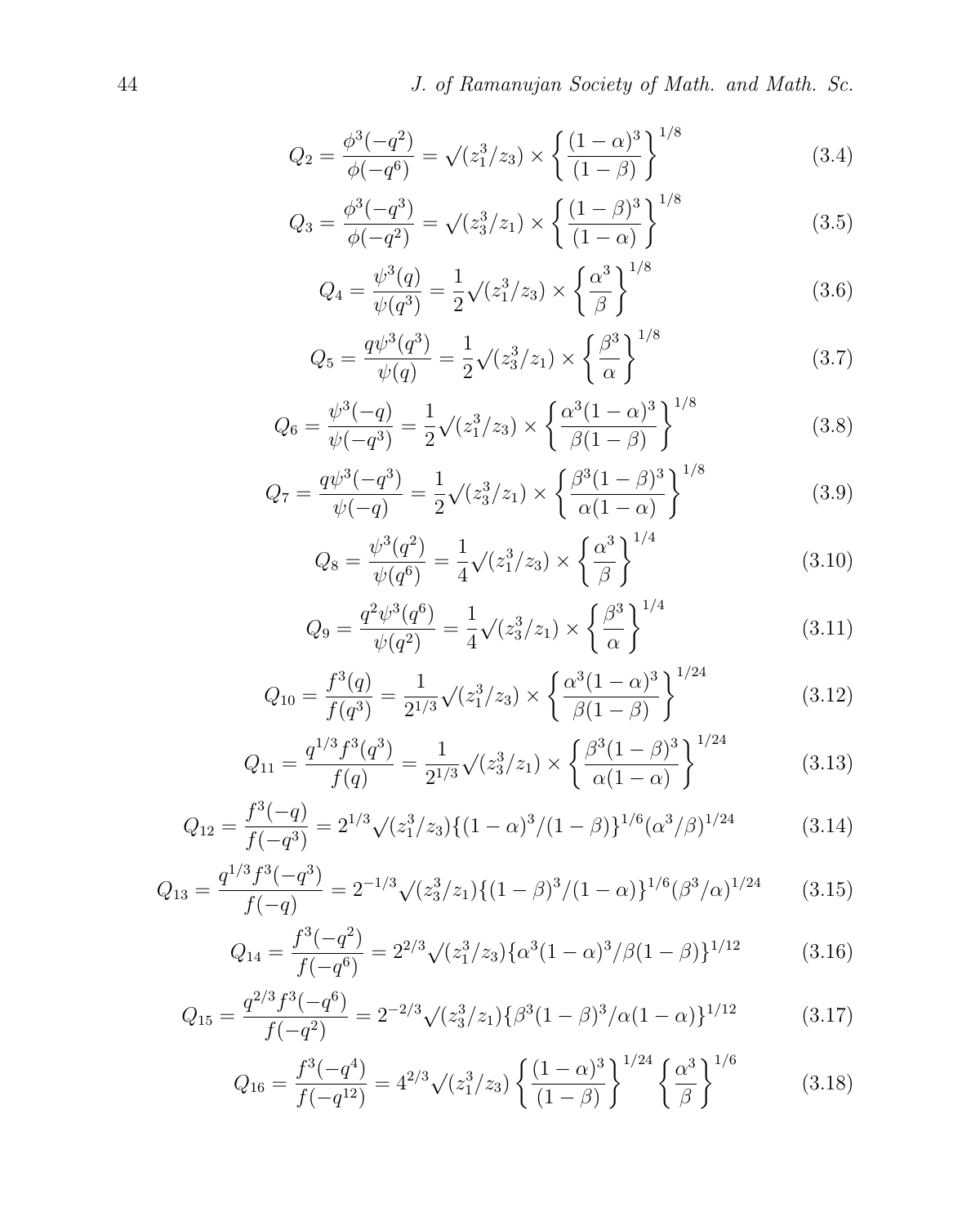$$Q_2 = \frac{\phi^3(-q^2)}{\phi(-q^6)} = \sqrt{(z_1^3/z_3)} \times \left\{ \frac{(1-\alpha)^3}{(1-\beta)} \right\}^{1/8} \tag{3.4}$$

$$Q_3 = \frac{\phi^3(-q^3)}{\phi(-q^2)} = \sqrt{(z_3^3/z_1)} \times \left\{ \frac{(1-\beta)^3}{(1-\alpha)} \right\}^{1/8} \tag{3.5}$$

$$Q_4 = \frac{\psi^3(q)}{\psi(q^3)} = \frac{1}{2}\sqrt{(z_1^3/z_3)} \times \left\{ \frac{\alpha^3}{\beta} \right\}^{1/8} \tag{3.6}$$

$$Q_5 = \frac{q\psi^3(q^3)}{\psi(q)} = \frac{1}{2}\sqrt{(z_3^3/z_1)} \times \left\{ \frac{\beta^3}{\alpha} \right\}^{1/8} \tag{3.7}$$

$$Q_6 = \frac{\psi^3(-q)}{\psi(-q^3)} = \frac{1}{2}\sqrt{(z_1^3/z_3)} \times \left\{ \frac{\alpha^3(1-\alpha)^3}{\beta(1-\beta)} \right\}^{1/8} \tag{3.8}$$

$$Q_7 = \frac{q\psi^3(-q^3)}{\psi(-q)} = \frac{1}{2}\sqrt{(z_3^3/z_1)} \times \left\{ \frac{\beta^3(1-\beta)^3}{\alpha(1-\alpha)} \right\}^{1/8} \tag{3.9}$$

$$Q_8 = \frac{\psi^3(q^2)}{\psi(q^6)} = \frac{1}{4}\sqrt{(z_1^3/z_3)} \times \left\{ \frac{\alpha^3}{\beta} \right\}^{1/4} \tag{3.10}$$

$$Q_9 = \frac{q^2\psi^3(q^6)}{\psi(q^2)} = \frac{1}{4}\sqrt{(z_3^3/z_1)} \times \left\{ \frac{\beta^3}{\alpha} \right\}^{1/4} \tag{3.11}$$

$$Q_{10} = \frac{f^3(q)}{f(q^3)} = \frac{1}{2^{1/3}}\sqrt{(z_1^3/z_3)} \times \left\{ \frac{\alpha^3(1-\alpha)^3}{\beta(1-\beta)} \right\}^{1/24} \tag{3.12}$$

$$Q_{11} = \frac{q^{1/3}f^3(q^3)}{f(q)} = \frac{1}{2^{1/3}}\sqrt{(z_3^3/z_1)} \times \left\{ \frac{\beta^3(1-\beta)^3}{\alpha(1-\alpha)} \right\}^{1/24} \tag{3.13}$$

$$Q_{12} = \frac{f^3(-q)}{f(-q^3)} = 2^{1/3}\sqrt{(z_1^3/z_3)}\{(1-\alpha)^3/(1-\beta)\}^{1/6}(\alpha^3/\beta)^{1/24} \tag{3.14}$$

$$Q_{13} = \frac{q^{1/3}f^3(-q^3)}{f(-q)} = 2^{-1/3}\sqrt{(z_3^3/z_1)}\{(1-\beta)^3/(1-\alpha)\}^{1/6}(\beta^3/\alpha)^{1/24} \tag{3.15}$$

$$Q_{14} = \frac{f^3(-q^2)}{f(-q^6)} = 2^{2/3}\sqrt{(z_1^3/z_3)}\{\alpha^3(1-\alpha)^3/\beta(1-\beta)\}^{1/12} \tag{3.16}$$

$$Q_{15} = \frac{q^{2/3}f^3(-q^6)}{f(-q^2)} = 2^{-2/3}\sqrt{(z_3^3/z_1)}\{\beta^3(1-\beta)^3/\alpha(1-\alpha)\}^{1/12} \tag{3.17}$$

$$Q_{16} = \frac{f^3(-q^4)}{f(-q^{12})} = 4^{2/3}\sqrt{(z_1^3/z_3)}\left\{ \frac{(1-\alpha)^3}{(1-\beta)} \right\}^{1/24} \left\{ \frac{\alpha^3}{\beta} \right\}^{1/6} \tag{3.18}$$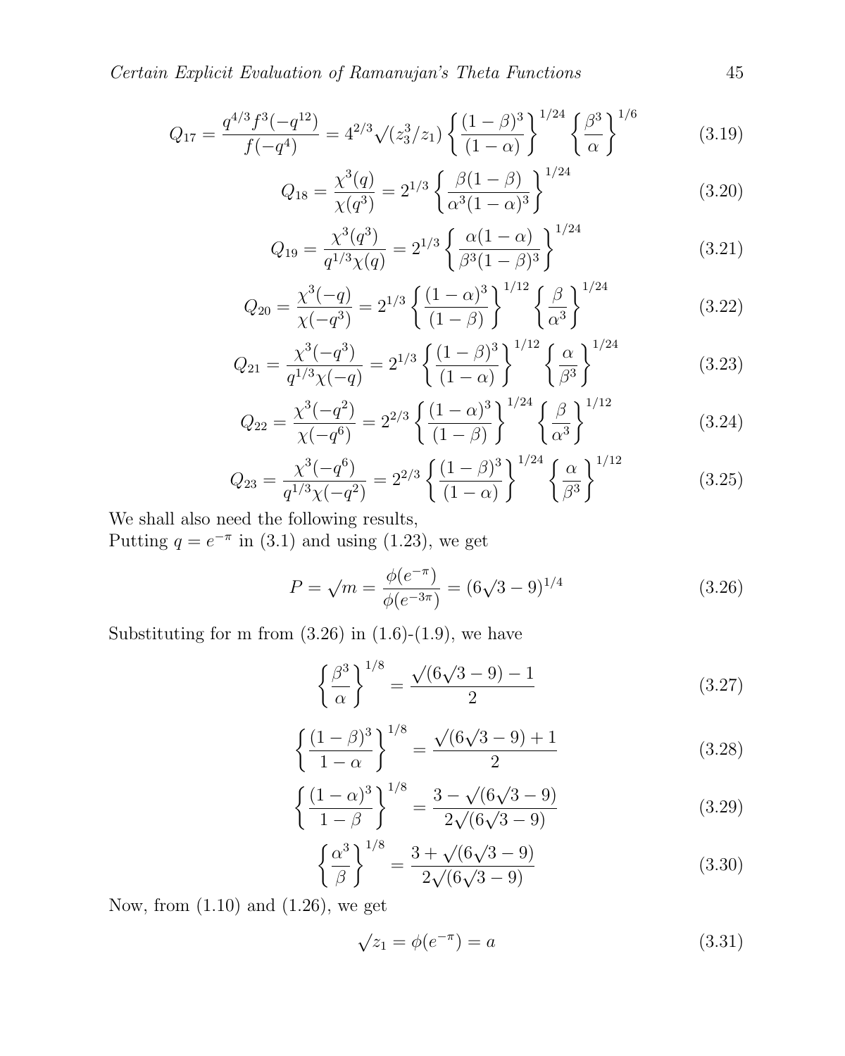$$Q_{17} = \frac{q^{4/3} f^3(-q^{12})}{f(-q^4)} = 4^{2/3} \surd(z_3^3/z_1) \left\{ \frac{(1-\beta)^3}{(1-\alpha)} \right\}^{1/24} \left\{ \frac{\beta^3}{\alpha} \right\}^{1/6} \tag{3.19}$$

$$Q_{18} = \frac{\chi^3(q)}{\chi(q^3)} = 2^{1/3} \left\{ \frac{\beta(1-\beta)}{\alpha^3(1-\alpha)^3} \right\}^{1/24} \tag{3.20}$$

$$Q_{19} = \frac{\chi^3(q^3)}{q^{1/3}\chi(q)} = 2^{1/3} \left\{ \frac{\alpha(1-\alpha)}{\beta^3(1-\beta)^3} \right\}^{1/24} \tag{3.21}$$

$$Q_{20} = \frac{\chi^3(-q)}{\chi(-q^3)} = 2^{1/3} \left\{ \frac{(1-\alpha)^3}{(1-\beta)} \right\}^{1/12} \left\{ \frac{\beta}{\alpha^3} \right\}^{1/24} \tag{3.22}$$

$$Q_{21} = \frac{\chi^3(-q^3)}{q^{1/3}\chi(-q)} = 2^{1/3} \left\{ \frac{(1-\beta)^3}{(1-\alpha)} \right\}^{1/12} \left\{ \frac{\alpha}{\beta^3} \right\}^{1/24} \tag{3.23}$$

$$Q_{22} = \frac{\chi^3(-q^2)}{\chi(-q^6)} = 2^{2/3} \left\{ \frac{(1-\alpha)^3}{(1-\beta)} \right\}^{1/24} \left\{ \frac{\beta}{\alpha^3} \right\}^{1/12} \tag{3.24}$$

$$Q_{23} = \frac{\chi^3(-q^6)}{q^{1/3}\chi(-q^2)} = 2^{2/3} \left\{ \frac{(1-\beta)^3}{(1-\alpha)} \right\}^{1/24} \left\{ \frac{\alpha}{\beta^3} \right\}^{1/12} \tag{3.25}$$

We shall also need the following results,
Putting $q = e^{-\pi}$ in (3.1) and using (1.23), we get

$$P = \surd m = \frac{\phi(e^{-\pi})}{\phi(e^{-3\pi})} = (6\surd 3 - 9)^{1/4} \tag{3.26}$$

Substituting for m from (3.26) in (1.6)-(1.9), we have

$$\left\{ \frac{\beta^3}{\alpha} \right\}^{1/8} = \frac{\surd(6\surd 3 - 9) - 1}{2} \tag{3.27}$$

$$\left\{ \frac{(1-\beta)^3}{1-\alpha} \right\}^{1/8} = \frac{\surd(6\surd 3 - 9) + 1}{2} \tag{3.28}$$

$$\left\{ \frac{(1-\alpha)^3}{1-\beta} \right\}^{1/8} = \frac{3 - \surd(6\surd 3 - 9)}{2\surd(6\surd 3 - 9)} \tag{3.29}$$

$$\left\{ \frac{\alpha^3}{\beta} \right\}^{1/8} = \frac{3 + \surd(6\surd 3 - 9)}{2\surd(6\surd 3 - 9)} \tag{3.30}$$

Now, from (1.10) and (1.26), we get

$$\surd z_1 = \phi(e^{-\pi}) = a \tag{3.31}$$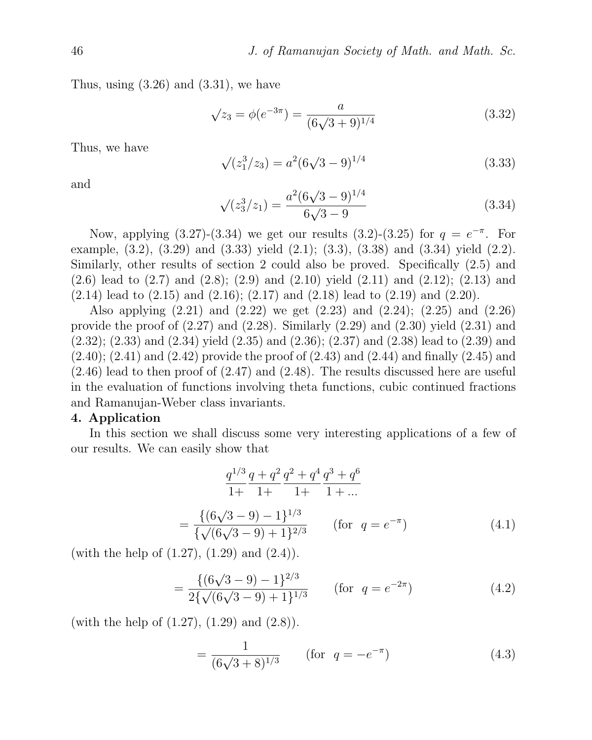Thus, using (3.26) and (3.31), we have

$$\sqrt{z_3} = \phi(e^{-3\pi}) = \frac{a}{(6\sqrt{3}+9)^{1/4}} \tag{3.32}$$

Thus, we have

$$\sqrt{(z_1^3/z_3)} = a^2(6\sqrt{3}-9)^{1/4} \tag{3.33}$$

and

$$\sqrt{(z_3^3/z_1)} = \frac{a^2(6\sqrt{3}-9)^{1/4}}{6\sqrt{3}-9} \tag{3.34}$$

Now, applying (3.27)-(3.34) we get our results (3.2)-(3.25) for $q = e^{-\pi}$. For example, (3.2), (3.29) and (3.33) yield (2.1); (3.3), (3.38) and (3.34) yield (2.2). Similarly, other results of section 2 could also be proved. Specifically (2.5) and (2.6) lead to (2.7) and (2.8); (2.9) and (2.10) yield (2.11) and (2.12); (2.13) and (2.14) lead to (2.15) and (2.16); (2.17) and (2.18) lead to (2.19) and (2.20).

Also applying (2.21) and (2.22) we get (2.23) and (2.24); (2.25) and (2.26) provide the proof of (2.27) and (2.28). Similarly (2.29) and (2.30) yield (2.31) and (2.32); (2.33) and (2.34) yield (2.35) and (2.36); (2.37) and (2.38) lead to (2.39) and (2.40); (2.41) and (2.42) provide the proof of (2.43) and (2.44) and finally (2.45) and (2.46) lead to then proof of (2.47) and (2.48). The results discussed here are useful in the evaluation of functions involving theta functions, cubic continued fractions and Ramanujan-Weber class invariants.

## 4. Application

In this section we shall discuss some very interesting applications of a few of our results. We can easily show that

$$\frac{q^{1/3}}{1+}\frac{q+q^2}{1+}\frac{q^2+q^4}{1+}\frac{q^3+q^6}{1+\ldots}$$

$$= \frac{\{(6\sqrt{3}-9)-1\}^{1/3}}{\{\sqrt{(6\sqrt{3}-9)}+1\}^{2/3}} \qquad (\text{for } \ q = e^{-\pi}) \tag{4.1}$$

(with the help of (1.27), (1.29) and (2.4)).

$$= \frac{\{(6\sqrt{3}-9)-1\}^{2/3}}{2\{\sqrt{(6\sqrt{3}-9)}+1\}^{1/3}} \qquad (\text{for } \ q = e^{-2\pi}) \tag{4.2}$$

(with the help of (1.27), (1.29) and (2.8)).

$$= \frac{1}{(6\sqrt{3}+8)^{1/3}} \qquad (\text{for } \ q = -e^{-\pi}) \tag{4.3}$$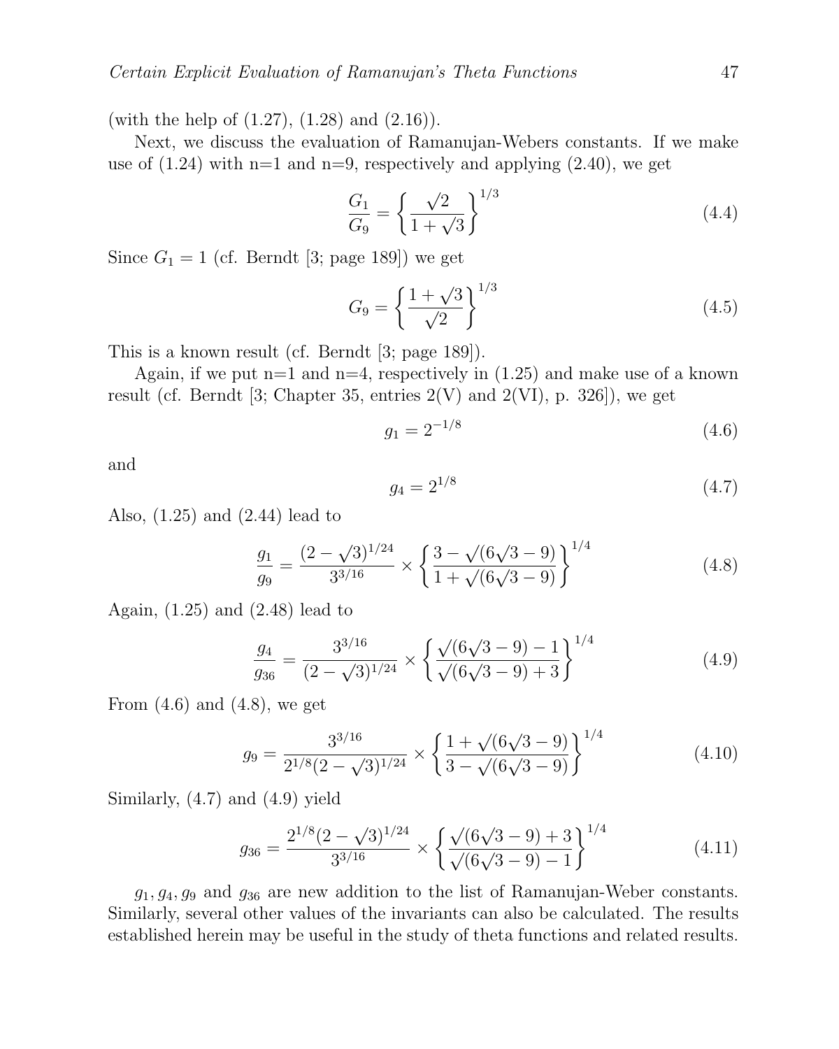(with the help of (1.27), (1.28) and (2.16)).

Next, we discuss the evaluation of Ramanujan-Webers constants. If we make use of (1.24) with n=1 and n=9, respectively and applying (2.40), we get

$$\frac{G_1}{G_9} = \left\{ \frac{\sqrt{2}}{1+\sqrt{3}} \right\}^{1/3} \tag{4.4}$$

Since $G_1 = 1$ (cf. Berndt [3; page 189]) we get

$$G_9 = \left\{ \frac{1+\sqrt{3}}{\sqrt{2}} \right\}^{1/3} \tag{4.5}$$

This is a known result (cf. Berndt [3; page 189]).

Again, if we put n=1 and n=4, respectively in (1.25) and make use of a known result (cf. Berndt [3; Chapter 35, entries 2(V) and 2(VI), p. 326]), we get

$$g_1 = 2^{-1/8} \tag{4.6}$$

and

$$g_4 = 2^{1/8} \tag{4.7}$$

Also, (1.25) and (2.44) lead to

$$\frac{g_1}{g_9} = \frac{(2-\sqrt{3})^{1/24}}{3^{3/16}} \times \left\{ \frac{3-\sqrt{(6\sqrt{3}-9)}}{1+\sqrt{(6\sqrt{3}-9)}} \right\}^{1/4} \tag{4.8}$$

Again, (1.25) and (2.48) lead to

$$\frac{g_4}{g_{36}} = \frac{3^{3/16}}{(2-\sqrt{3})^{1/24}} \times \left\{ \frac{\sqrt{(6\sqrt{3}-9)}-1}{\sqrt{(6\sqrt{3}-9)}+3} \right\}^{1/4} \tag{4.9}$$

From (4.6) and (4.8), we get

$$g_9 = \frac{3^{3/16}}{2^{1/8}(2-\sqrt{3})^{1/24}} \times \left\{ \frac{1+\sqrt{(6\sqrt{3}-9)}}{3-\sqrt{(6\sqrt{3}-9)}} \right\}^{1/4} \tag{4.10}$$

Similarly, (4.7) and (4.9) yield

$$g_{36} = \frac{2^{1/8}(2-\sqrt{3})^{1/24}}{3^{3/16}} \times \left\{ \frac{\sqrt{(6\sqrt{3}-9)}+3}{\sqrt{(6\sqrt{3}-9)}-1} \right\}^{1/4} \tag{4.11}$$

$g_1, g_4, g_9$ and $g_{36}$ are new addition to the list of Ramanujan-Weber constants. Similarly, several other values of the invariants can also be calculated. The results established herein may be useful in the study of theta functions and related results.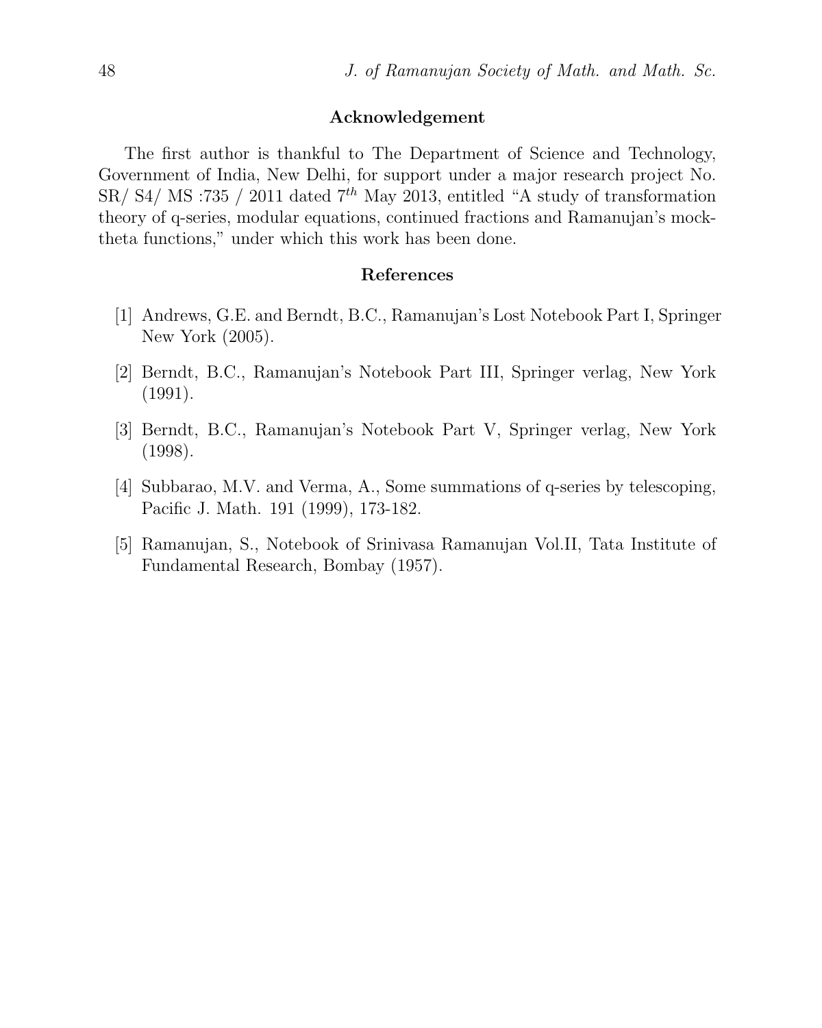## Acknowledgement

The first author is thankful to The Department of Science and Technology, Government of India, New Delhi, for support under a major research project No. SR/ S4/ MS :735 / 2011 dated $7^{th}$ May 2013, entitled "A study of transformation theory of q-series, modular equations, continued fractions and Ramanujan's mock-theta functions," under which this work has been done.

## References

[1] Andrews, G.E. and Berndt, B.C., Ramanujan's Lost Notebook Part I, Springer New York (2005).

[2] Berndt, B.C., Ramanujan's Notebook Part III, Springer verlag, New York (1991).

[3] Berndt, B.C., Ramanujan's Notebook Part V, Springer verlag, New York (1998).

[4] Subbarao, M.V. and Verma, A., Some summations of q-series by telescoping, Pacific J. Math. 191 (1999), 173-182.

[5] Ramanujan, S., Notebook of Srinivasa Ramanujan Vol.II, Tata Institute of Fundamental Research, Bombay (1957).